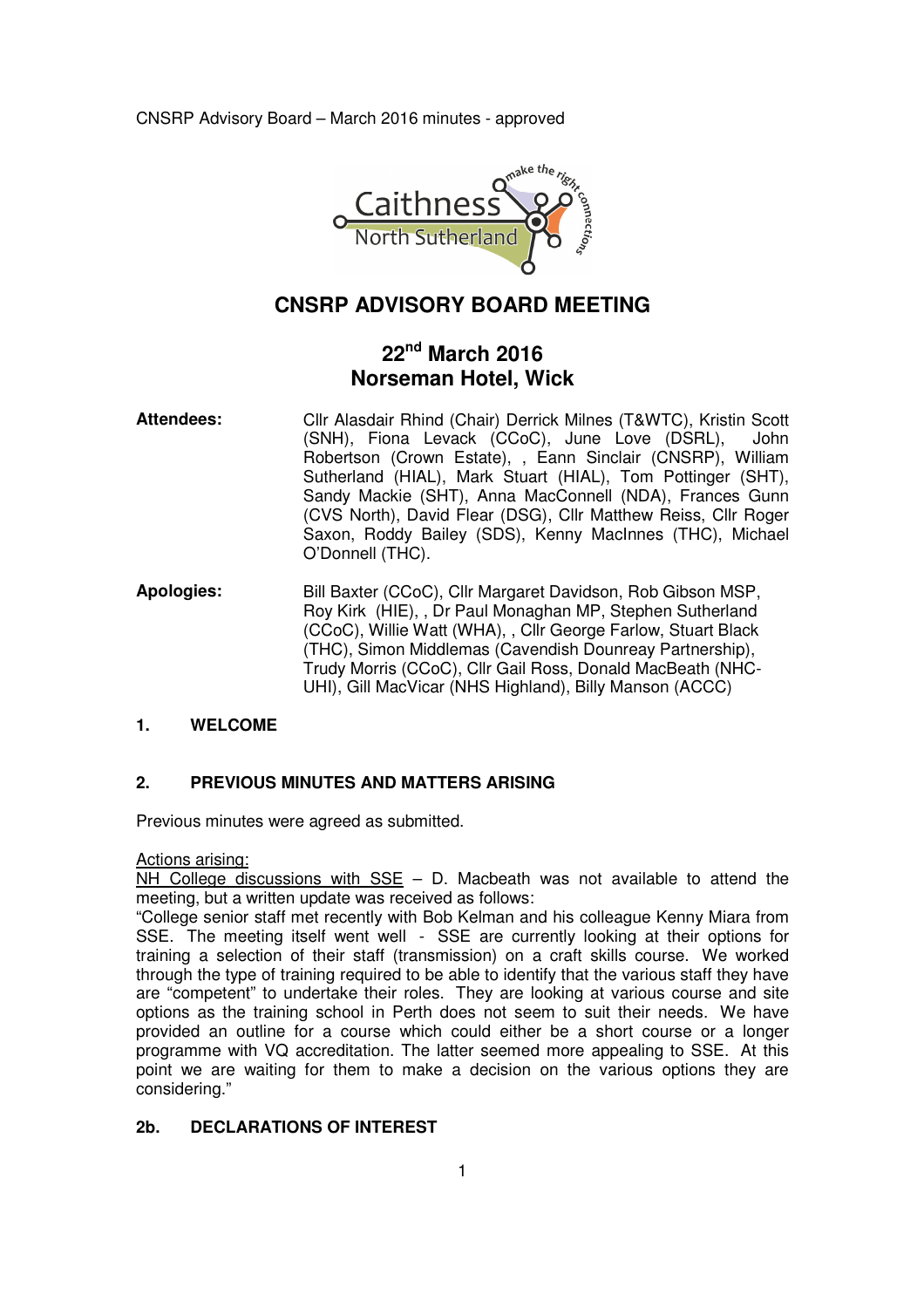CNSRP Advisory Board – March 2016 minutes - approved

# CNSRP ADVISORY BOARD MEETING

## 22nd March 2016
## Norseman Hotel, Wick

**Attendees:** Cllr Alasdair Rhind (Chair) Derrick Milnes (T&WTC), Kristin Scott (SNH), Fiona Levack (CCoC), June Love (DSRL), John Robertson (Crown Estate), , Eann Sinclair (CNSRP), William Sutherland (HIAL), Mark Stuart (HIAL), Tom Pottinger (SHT), Sandy Mackie (SHT), Anna MacConnell (NDA), Frances Gunn (CVS North), David Flear (DSG), Cllr Matthew Reiss, Cllr Roger Saxon, Roddy Bailey (SDS), Kenny MacInnes (THC), Michael O'Donnell (THC).

**Apologies:** Bill Baxter (CCoC), Cllr Margaret Davidson, Rob Gibson MSP, Roy Kirk (HIE), , Dr Paul Monaghan MP, Stephen Sutherland (CCoC), Willie Watt (WHA), , Cllr George Farlow, Stuart Black (THC), Simon Middlemas (Cavendish Dounreay Partnership), Trudy Morris (CCoC), Cllr Gail Ross, Donald MacBeath (NHC-UHI), Gill MacVicar (NHS Highland), Billy Manson (ACCC)

### 1. WELCOME

### 2. PREVIOUS MINUTES AND MATTERS ARISING

Previous minutes were agreed as submitted.

Actions arising:

NH College discussions with SSE – D. Macbeath was not available to attend the meeting, but a written update was received as follows:

"College senior staff met recently with Bob Kelman and his colleague Kenny Miara from SSE. The meeting itself went well - SSE are currently looking at their options for training a selection of their staff (transmission) on a craft skills course. We worked through the type of training required to be able to identify that the various staff they have are "competent" to undertake their roles. They are looking at various course and site options as the training school in Perth does not seem to suit their needs. We have provided an outline for a course which could either be a short course or a longer programme with VQ accreditation. The latter seemed more appealing to SSE. At this point we are waiting for them to make a decision on the various options they are considering."

### 2b. DECLARATIONS OF INTEREST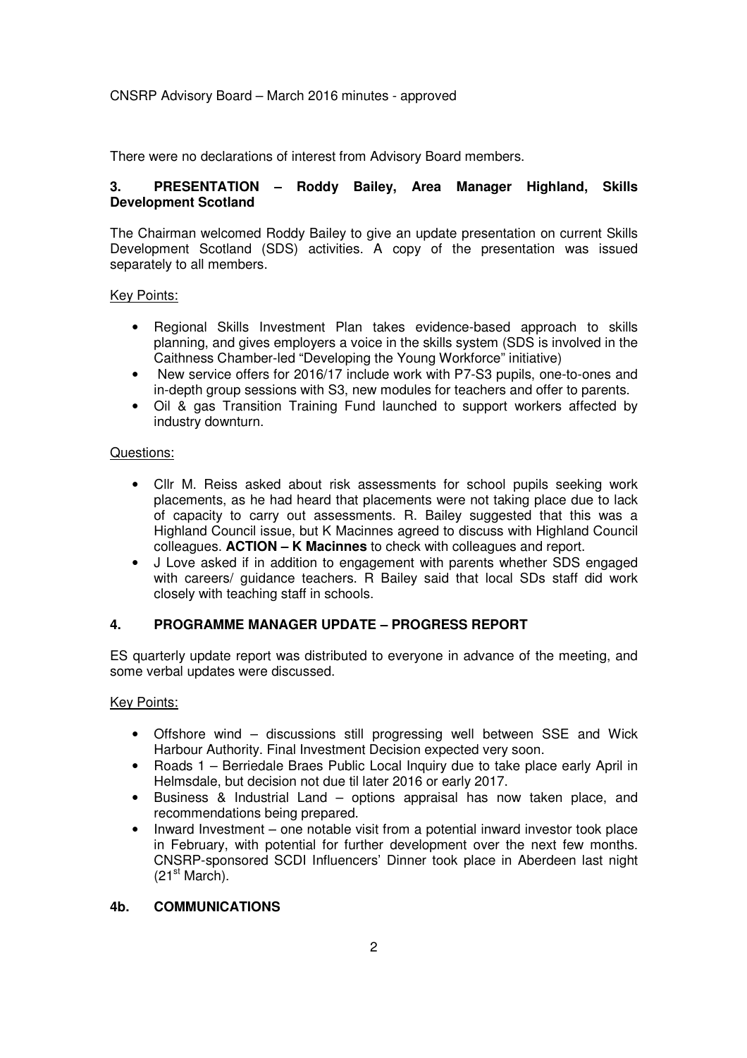There were no declarations of interest from Advisory Board members.

## 3. PRESENTATION – Roddy Bailey, Area Manager Highland, Skills Development Scotland

The Chairman welcomed Roddy Bailey to give an update presentation on current Skills Development Scotland (SDS) activities. A copy of the presentation was issued separately to all members.

Key Points:

- Regional Skills Investment Plan takes evidence-based approach to skills planning, and gives employers a voice in the skills system (SDS is involved in the Caithness Chamber-led "Developing the Young Workforce" initiative)
- New service offers for 2016/17 include work with P7-S3 pupils, one-to-ones and in-depth group sessions with S3, new modules for teachers and offer to parents.
- Oil & gas Transition Training Fund launched to support workers affected by industry downturn.

Questions:

- Cllr M. Reiss asked about risk assessments for school pupils seeking work placements, as he had heard that placements were not taking place due to lack of capacity to carry out assessments. R. Bailey suggested that this was a Highland Council issue, but K Macinnes agreed to discuss with Highland Council colleagues. **ACTION – K Macinnes** to check with colleagues and report.
- J Love asked if in addition to engagement with parents whether SDS engaged with careers/ guidance teachers. R Bailey said that local SDs staff did work closely with teaching staff in schools.

## 4. PROGRAMME MANAGER UPDATE – PROGRESS REPORT

ES quarterly update report was distributed to everyone in advance of the meeting, and some verbal updates were discussed.

Key Points:

- Offshore wind – discussions still progressing well between SSE and Wick Harbour Authority. Final Investment Decision expected very soon.
- Roads 1 – Berriedale Braes Public Local Inquiry due to take place early April in Helmsdale, but decision not due til later 2016 or early 2017.
- Business & Industrial Land – options appraisal has now taken place, and recommendations being prepared.
- Inward Investment – one notable visit from a potential inward investor took place in February, with potential for further development over the next few months. CNSRP-sponsored SCDI Influencers' Dinner took place in Aberdeen last night (21st March).

## 4b. COMMUNICATIONS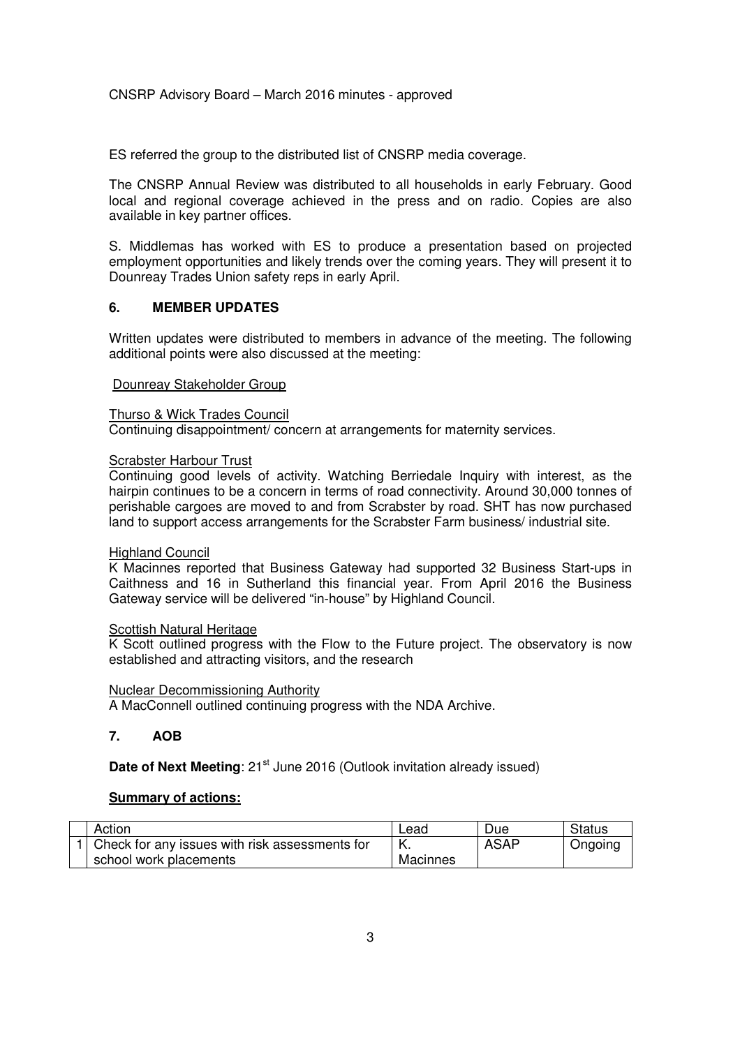CNSRP Advisory Board – March 2016 minutes - approved

ES referred the group to the distributed list of CNSRP media coverage.

The CNSRP Annual Review was distributed to all households in early February. Good local and regional coverage achieved in the press and on radio. Copies are also available in key partner offices.

S. Middlemas has worked with ES to produce a presentation based on projected employment opportunities and likely trends over the coming years. They will present it to Dounreay Trades Union safety reps in early April.

## 6. MEMBER UPDATES

Written updates were distributed to members in advance of the meeting. The following additional points were also discussed at the meeting:

Dounreay Stakeholder Group

Thurso & Wick Trades Council
Continuing disappointment/ concern at arrangements for maternity services.

Scrabster Harbour Trust
Continuing good levels of activity. Watching Berriedale Inquiry with interest, as the hairpin continues to be a concern in terms of road connectivity. Around 30,000 tonnes of perishable cargoes are moved to and from Scrabster by road. SHT has now purchased land to support access arrangements for the Scrabster Farm business/ industrial site.

Highland Council
K Macinnes reported that Business Gateway had supported 32 Business Start-ups in Caithness and 16 in Sutherland this financial year. From April 2016 the Business Gateway service will be delivered "in-house" by Highland Council.

Scottish Natural Heritage
K Scott outlined progress with the Flow to the Future project. The observatory is now established and attracting visitors, and the research

Nuclear Decommissioning Authority
A MacConnell outlined continuing progress with the NDA Archive.

## 7. AOB

**Date of Next Meeting**: 21st June 2016 (Outlook invitation already issued)

**Summary of actions:**

| | Action | Lead | Due | Status |
|---|---|---|---|---|
| 1 | Check for any issues with risk assessments for school work placements | K. Macinnes | ASAP | Ongoing |